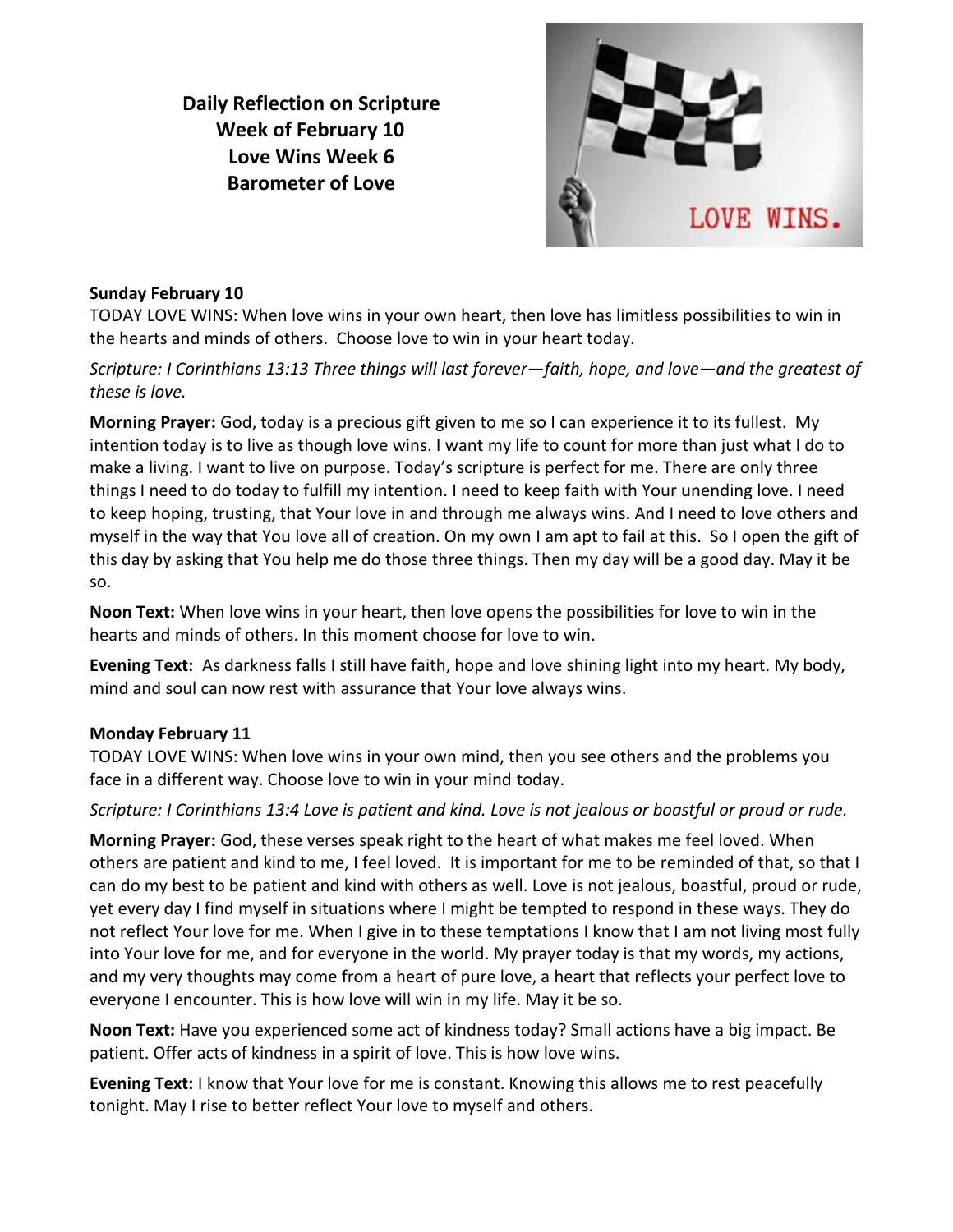**Daily Reflection on Scripture**
**Week of February 10**
**Love Wins Week 6**
**Barometer of Love**

**Sunday February 10**

TODAY LOVE WINS: When love wins in your own heart, then love has limitless possibilities to win in the hearts and minds of others. Choose love to win in your heart today.

*Scripture: I Corinthians 13:13 Three things will last forever—faith, hope, and love—and the greatest of these is love.*

**Morning Prayer:** God, today is a precious gift given to me so I can experience it to its fullest. My intention today is to live as though love wins. I want my life to count for more than just what I do to make a living. I want to live on purpose. Today's scripture is perfect for me. There are only three things I need to do today to fulfill my intention. I need to keep faith with Your unending love. I need to keep hoping, trusting, that Your love in and through me always wins. And I need to love others and myself in the way that You love all of creation. On my own I am apt to fail at this. So I open the gift of this day by asking that You help me do those three things. Then my day will be a good day. May it be so.

**Noon Text:** When love wins in your heart, then love opens the possibilities for love to win in the hearts and minds of others. In this moment choose for love to win.

**Evening Text:** As darkness falls I still have faith, hope and love shining light into my heart. My body, mind and soul can now rest with assurance that Your love always wins.

**Monday February 11**

TODAY LOVE WINS: When love wins in your own mind, then you see others and the problems you face in a different way. Choose love to win in your mind today.

*Scripture: I Corinthians 13:4 Love is patient and kind. Love is not jealous or boastful or proud or rude.*

**Morning Prayer:** God, these verses speak right to the heart of what makes me feel loved. When others are patient and kind to me, I feel loved. It is important for me to be reminded of that, so that I can do my best to be patient and kind with others as well. Love is not jealous, boastful, proud or rude, yet every day I find myself in situations where I might be tempted to respond in these ways. They do not reflect Your love for me. When I give in to these temptations I know that I am not living most fully into Your love for me, and for everyone in the world. My prayer today is that my words, my actions, and my very thoughts may come from a heart of pure love, a heart that reflects your perfect love to everyone I encounter. This is how love will win in my life. May it be so.

**Noon Text:** Have you experienced some act of kindness today? Small actions have a big impact. Be patient. Offer acts of kindness in a spirit of love. This is how love wins.

**Evening Text:** I know that Your love for me is constant. Knowing this allows me to rest peacefully tonight. May I rise to better reflect Your love to myself and others.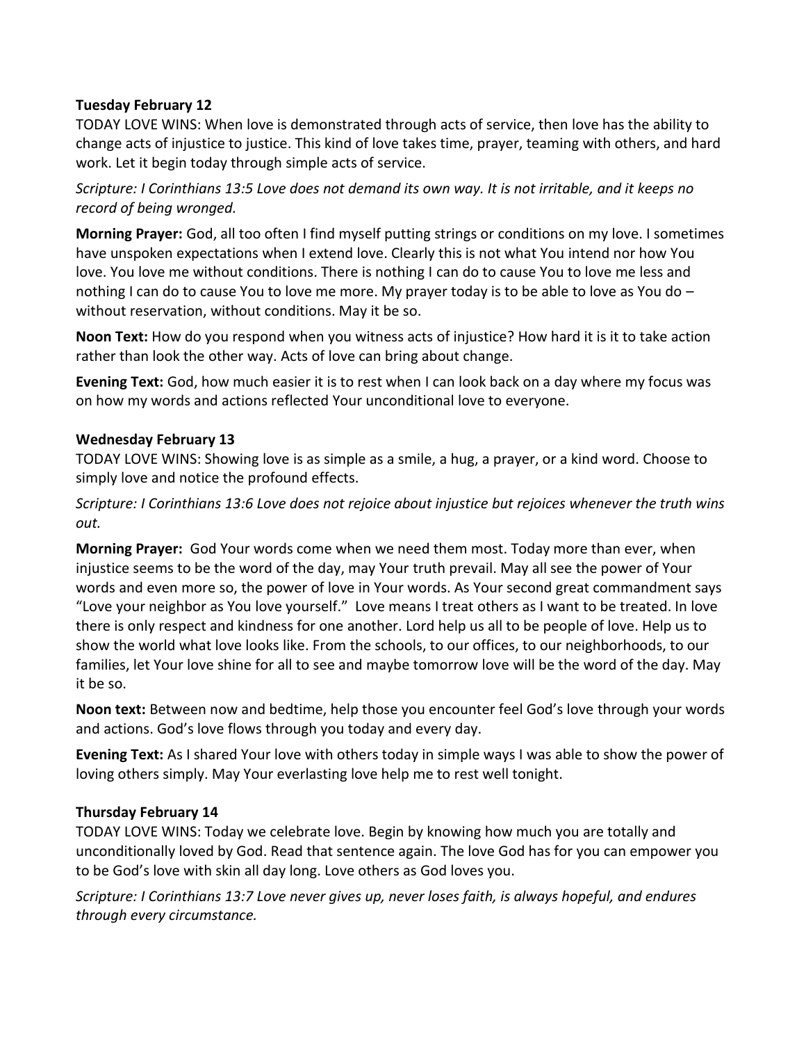**Tuesday February 12**

TODAY LOVE WINS: When love is demonstrated through acts of service, then love has the ability to change acts of injustice to justice. This kind of love takes time, prayer, teaming with others, and hard work. Let it begin today through simple acts of service.

*Scripture: I Corinthians 13:5 Love does not demand its own way. It is not irritable, and it keeps no record of being wronged.*

**Morning Prayer:** God, all too often I find myself putting strings or conditions on my love. I sometimes have unspoken expectations when I extend love. Clearly this is not what You intend nor how You love. You love me without conditions. There is nothing I can do to cause You to love me less and nothing I can do to cause You to love me more. My prayer today is to be able to love as You do – without reservation, without conditions. May it be so.

**Noon Text:** How do you respond when you witness acts of injustice? How hard it is it to take action rather than look the other way. Acts of love can bring about change.

**Evening Text:** God, how much easier it is to rest when I can look back on a day where my focus was on how my words and actions reflected Your unconditional love to everyone.

**Wednesday February 13**

TODAY LOVE WINS: Showing love is as simple as a smile, a hug, a prayer, or a kind word. Choose to simply love and notice the profound effects.

*Scripture: I Corinthians 13:6 Love does not rejoice about injustice but rejoices whenever the truth wins out.*

**Morning Prayer:** God Your words come when we need them most. Today more than ever, when injustice seems to be the word of the day, may Your truth prevail. May all see the power of Your words and even more so, the power of love in Your words. As Your second great commandment says "Love your neighbor as You love yourself." Love means I treat others as I want to be treated. In love there is only respect and kindness for one another. Lord help us all to be people of love. Help us to show the world what love looks like. From the schools, to our offices, to our neighborhoods, to our families, let Your love shine for all to see and maybe tomorrow love will be the word of the day. May it be so.

**Noon text:** Between now and bedtime, help those you encounter feel God's love through your words and actions. God's love flows through you today and every day.

**Evening Text:** As I shared Your love with others today in simple ways I was able to show the power of loving others simply. May Your everlasting love help me to rest well tonight.

**Thursday February 14**

TODAY LOVE WINS: Today we celebrate love. Begin by knowing how much you are totally and unconditionally loved by God. Read that sentence again. The love God has for you can empower you to be God's love with skin all day long. Love others as God loves you.

*Scripture: I Corinthians 13:7 Love never gives up, never loses faith, is always hopeful, and endures through every circumstance.*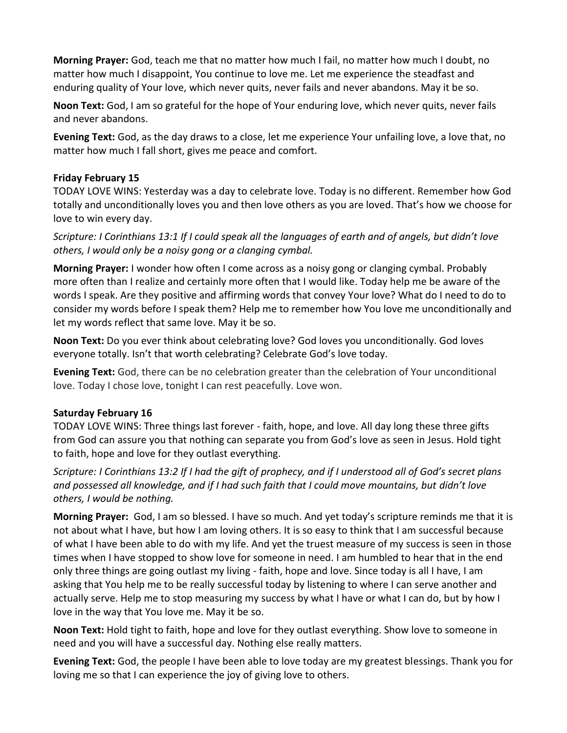**Morning Prayer:** God, teach me that no matter how much I fail, no matter how much I doubt, no matter how much I disappoint, You continue to love me. Let me experience the steadfast and enduring quality of Your love, which never quits, never fails and never abandons. May it be so.

**Noon Text:** God, I am so grateful for the hope of Your enduring love, which never quits, never fails and never abandons.

**Evening Text:** God, as the day draws to a close, let me experience Your unfailing love, a love that, no matter how much I fall short, gives me peace and comfort.

**Friday February 15**

TODAY LOVE WINS: Yesterday was a day to celebrate love. Today is no different. Remember how God totally and unconditionally loves you and then love others as you are loved. That's how we choose for love to win every day.

*Scripture: I Corinthians 13:1 If I could speak all the languages of earth and of angels, but didn't love others, I would only be a noisy gong or a clanging cymbal.*

**Morning Prayer:** I wonder how often I come across as a noisy gong or clanging cymbal. Probably more often than I realize and certainly more often that I would like. Today help me be aware of the words I speak. Are they positive and affirming words that convey Your love? What do I need to do to consider my words before I speak them? Help me to remember how You love me unconditionally and let my words reflect that same love. May it be so.

**Noon Text:** Do you ever think about celebrating love? God loves you unconditionally. God loves everyone totally. Isn't that worth celebrating? Celebrate God's love today.

**Evening Text:** God, there can be no celebration greater than the celebration of Your unconditional love. Today I chose love, tonight I can rest peacefully. Love won.

**Saturday February 16**

TODAY LOVE WINS: Three things last forever - faith, hope, and love. All day long these three gifts from God can assure you that nothing can separate you from God's love as seen in Jesus. Hold tight to faith, hope and love for they outlast everything.

*Scripture: I Corinthians 13:2 If I had the gift of prophecy, and if I understood all of God's secret plans and possessed all knowledge, and if I had such faith that I could move mountains, but didn't love others, I would be nothing.*

**Morning Prayer:** God, I am so blessed. I have so much. And yet today's scripture reminds me that it is not about what I have, but how I am loving others. It is so easy to think that I am successful because of what I have been able to do with my life. And yet the truest measure of my success is seen in those times when I have stopped to show love for someone in need. I am humbled to hear that in the end only three things are going outlast my living - faith, hope and love. Since today is all I have, I am asking that You help me to be really successful today by listening to where I can serve another and actually serve. Help me to stop measuring my success by what I have or what I can do, but by how I love in the way that You love me. May it be so.

**Noon Text:** Hold tight to faith, hope and love for they outlast everything. Show love to someone in need and you will have a successful day. Nothing else really matters.

**Evening Text:** God, the people I have been able to love today are my greatest blessings. Thank you for loving me so that I can experience the joy of giving love to others.